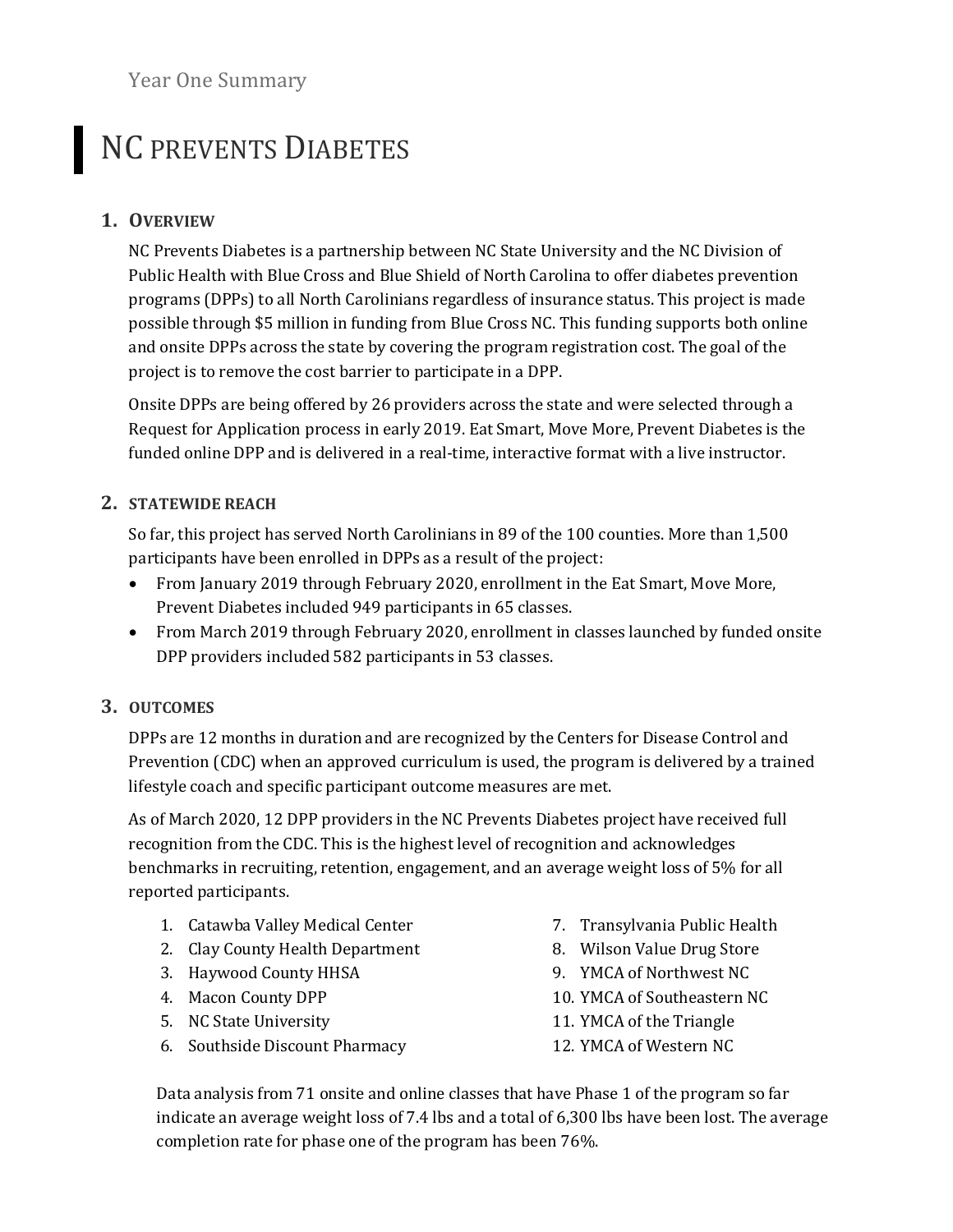Year One Summary

# NC PREVENTS DIABETES

## 1. OVERVIEW

NC Prevents Diabetes is a partnership between NC State University and the NC Division of Public Health with Blue Cross and Blue Shield of North Carolina to offer diabetes prevention programs (DPPs) to all North Carolinians regardless of insurance status. This project is made possible through $5 million in funding from Blue Cross NC. This funding supports both online and onsite DPPs across the state by covering the program registration cost. The goal of the project is to remove the cost barrier to participate in a DPP.

Onsite DPPs are being offered by 26 providers across the state and were selected through a Request for Application process in early 2019. Eat Smart, Move More, Prevent Diabetes is the funded online DPP and is delivered in a real-time, interactive format with a live instructor.

## 2. STATEWIDE REACH

So far, this project has served North Carolinians in 89 of the 100 counties. More than 1,500 participants have been enrolled in DPPs as a result of the project:

- From January 2019 through February 2020, enrollment in the Eat Smart, Move More, Prevent Diabetes included 949 participants in 65 classes.
- From March 2019 through February 2020, enrollment in classes launched by funded onsite DPP providers included 582 participants in 53 classes.

## 3. OUTCOMES

DPPs are 12 months in duration and are recognized by the Centers for Disease Control and Prevention (CDC) when an approved curriculum is used, the program is delivered by a trained lifestyle coach and specific participant outcome measures are met.

As of March 2020, 12 DPP providers in the NC Prevents Diabetes project have received full recognition from the CDC. This is the highest level of recognition and acknowledges benchmarks in recruiting, retention, engagement, and an average weight loss of 5% for all reported participants.

1. Catawba Valley Medical Center
2. Clay County Health Department
3. Haywood County HHSA
4. Macon County DPP
5. NC State University
6. Southside Discount Pharmacy
7. Transylvania Public Health
8. Wilson Value Drug Store
9. YMCA of Northwest NC
10. YMCA of Southeastern NC
11. YMCA of the Triangle
12. YMCA of Western NC

Data analysis from 71 onsite and online classes that have Phase 1 of the program so far indicate an average weight loss of 7.4 lbs and a total of 6,300 lbs have been lost. The average completion rate for phase one of the program has been 76%.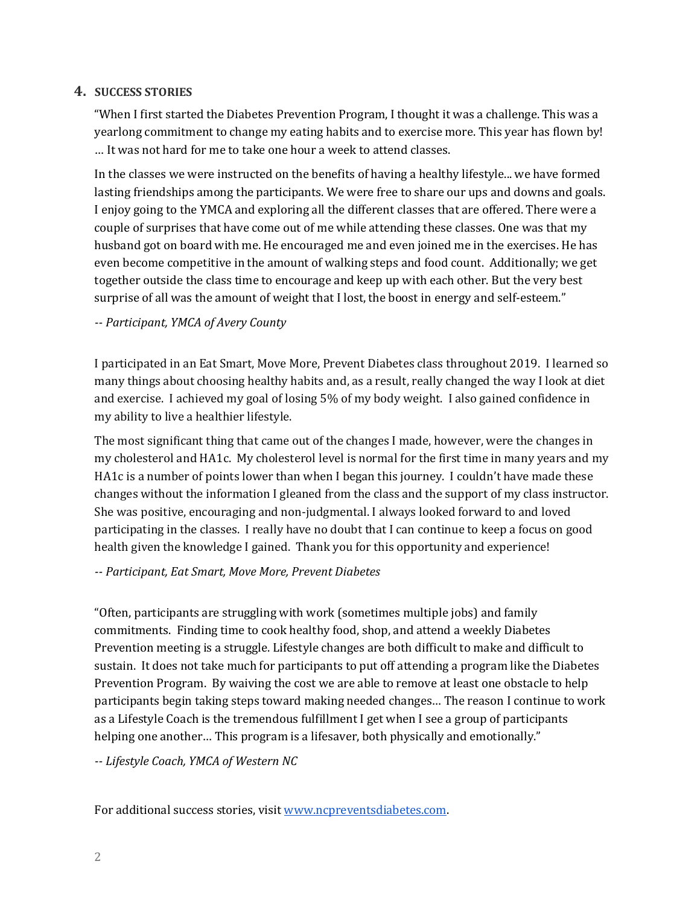## 4. SUCCESS STORIES

"When I first started the Diabetes Prevention Program, I thought it was a challenge. This was a yearlong commitment to change my eating habits and to exercise more. This year has flown by! … It was not hard for me to take one hour a week to attend classes.

In the classes we were instructed on the benefits of having a healthy lifestyle... we have formed lasting friendships among the participants. We were free to share our ups and downs and goals. I enjoy going to the YMCA and exploring all the different classes that are offered. There were a couple of surprises that have come out of me while attending these classes. One was that my husband got on board with me. He encouraged me and even joined me in the exercises. He has even become competitive in the amount of walking steps and food count. Additionally; we get together outside the class time to encourage and keep up with each other. But the very best surprise of all was the amount of weight that I lost, the boost in energy and self-esteem."

*-- Participant, YMCA of Avery County*

I participated in an Eat Smart, Move More, Prevent Diabetes class throughout 2019. I learned so many things about choosing healthy habits and, as a result, really changed the way I look at diet and exercise. I achieved my goal of losing 5% of my body weight. I also gained confidence in my ability to live a healthier lifestyle.

The most significant thing that came out of the changes I made, however, were the changes in my cholesterol and HA1c. My cholesterol level is normal for the first time in many years and my HA1c is a number of points lower than when I began this journey. I couldn't have made these changes without the information I gleaned from the class and the support of my class instructor. She was positive, encouraging and non-judgmental. I always looked forward to and loved participating in the classes. I really have no doubt that I can continue to keep a focus on good health given the knowledge I gained. Thank you for this opportunity and experience!

*-- Participant, Eat Smart, Move More, Prevent Diabetes*

"Often, participants are struggling with work (sometimes multiple jobs) and family commitments. Finding time to cook healthy food, shop, and attend a weekly Diabetes Prevention meeting is a struggle. Lifestyle changes are both difficult to make and difficult to sustain. It does not take much for participants to put off attending a program like the Diabetes Prevention Program. By waiving the cost we are able to remove at least one obstacle to help participants begin taking steps toward making needed changes… The reason I continue to work as a Lifestyle Coach is the tremendous fulfillment I get when I see a group of participants helping one another… This program is a lifesaver, both physically and emotionally."

*-- Lifestyle Coach, YMCA of Western NC*

For additional success stories, visit [www.ncpreventsdiabetes.com](http://www.ncpreventsdiabetes.com).